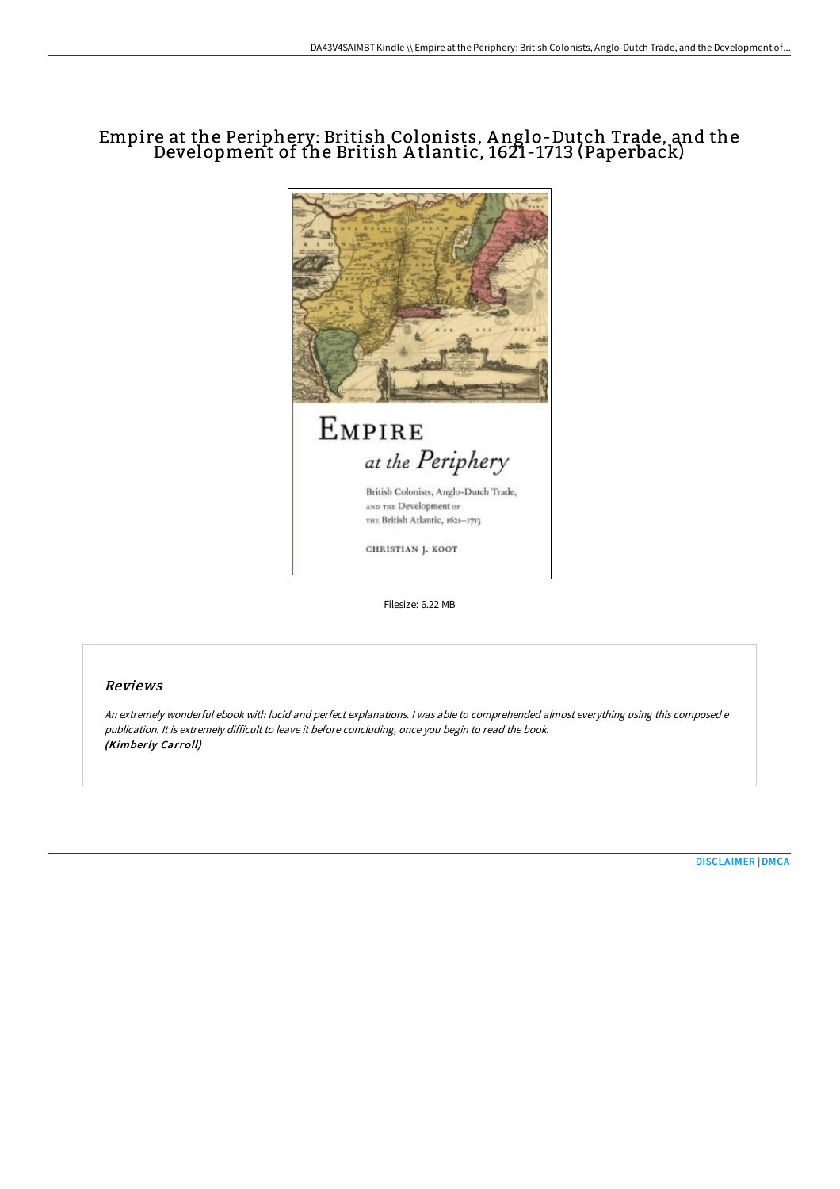# Empire at the Periphery: British Colonists, Anglo-Dutch Trade, and the Development of the British Atlantic, 1621-1713 (Paperback)

Filesize: 6.22 MB

## Reviews

*An extremely wonderful ebook with lucid and perfect explanations. I was able to comprehended almost everything using this composed e publication. It is extremely difficult to leave it before concluding, once you begin to read the book.*
***(Kimberly Carroll)***

DISCLAIMER | DMCA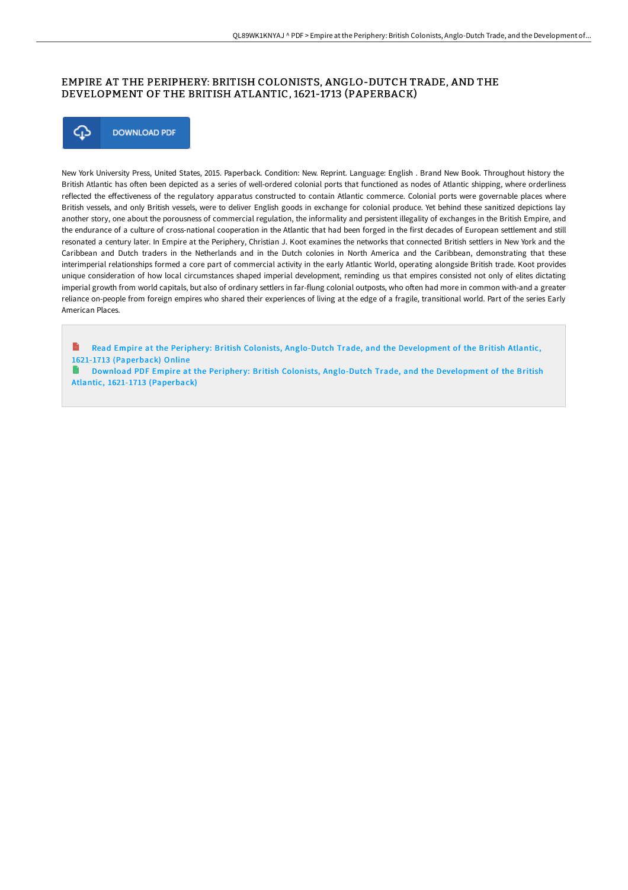# EMPIRE AT THE PERIPHERY: BRITISH COLONISTS, ANGLO-DUTCH TRADE, AND THE DEVELOPMENT OF THE BRITISH ATLANTIC, 1621-1713 (PAPERBACK)

DOWNLOAD PDF

New York University Press, United States, 2015. Paperback. Condition: New. Reprint. Language: English . Brand New Book. Throughout history the British Atlantic has often been depicted as a series of well-ordered colonial ports that functioned as nodes of Atlantic shipping, where orderliness reflected the effectiveness of the regulatory apparatus constructed to contain Atlantic commerce. Colonial ports were governable places where British vessels, and only British vessels, were to deliver English goods in exchange for colonial produce. Yet behind these sanitized depictions lay another story, one about the porousness of commercial regulation, the informality and persistent illegality of exchanges in the British Empire, and the endurance of a culture of cross-national cooperation in the Atlantic that had been forged in the first decades of European settlement and still resonated a century later. In Empire at the Periphery, Christian J. Koot examines the networks that connected British settlers in New York and the Caribbean and Dutch traders in the Netherlands and in the Dutch colonies in North America and the Caribbean, demonstrating that these interimperial relationships formed a core part of commercial activity in the early Atlantic World, operating alongside British trade. Koot provides unique consideration of how local circumstances shaped imperial development, reminding us that empires consisted not only of elites dictating imperial growth from world capitals, but also of ordinary settlers in far-flung colonial outposts, who often had more in common with-and a greater reliance on-people from foreign empires who shared their experiences of living at the edge of a fragile, transitional world. Part of the series Early American Places.

Read Empire at the Periphery: British Colonists, Anglo-Dutch Trade, and the Development of the British Atlantic, 1621-1713 (Paperback) Online

Download PDF Empire at the Periphery: British Colonists, Anglo-Dutch Trade, and the Development of the British Atlantic, 1621-1713 (Paperback)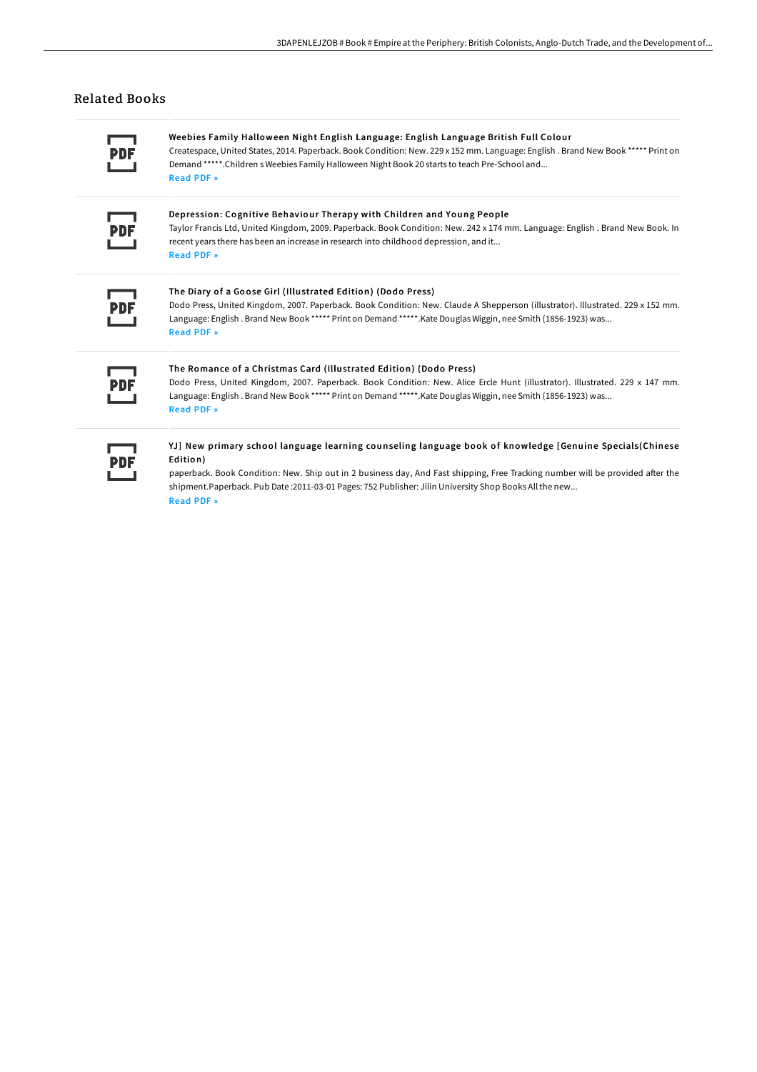## Related Books

**Weebies Family Halloween Night English Language: English Language British Full Colour**

Createspace, United States, 2014. Paperback. Book Condition: New. 229 x 152 mm. Language: English . Brand New Book ***** Print on Demand *****.Children s Weebies Family Halloween Night Book 20 starts to teach Pre-School and...

Read PDF »

**Depression: Cognitive Behaviour Therapy with Children and Young People**

Taylor Francis Ltd, United Kingdom, 2009. Paperback. Book Condition: New. 242 x 174 mm. Language: English . Brand New Book. In recent years there has been an increase in research into childhood depression, and it...

Read PDF »

**The Diary of a Goose Girl (Illustrated Edition) (Dodo Press)**

Dodo Press, United Kingdom, 2007. Paperback. Book Condition: New. Claude A Shepperson (illustrator). Illustrated. 229 x 152 mm. Language: English . Brand New Book ***** Print on Demand *****.Kate Douglas Wiggin, nee Smith (1856-1923) was...

Read PDF »

**The Romance of a Christmas Card (Illustrated Edition) (Dodo Press)**

Dodo Press, United Kingdom, 2007. Paperback. Book Condition: New. Alice Ercle Hunt (illustrator). Illustrated. 229 x 147 mm. Language: English . Brand New Book ***** Print on Demand *****.Kate Douglas Wiggin, nee Smith (1856-1923) was...

Read PDF »

**YJ] New primary school language learning counseling language book of knowledge [Genuine Specials(Chinese Edition)**

paperback. Book Condition: New. Ship out in 2 business day, And Fast shipping, Free Tracking number will be provided after the shipment.Paperback. Pub Date :2011-03-01 Pages: 752 Publisher: Jilin University Shop Books All the new...

Read PDF »